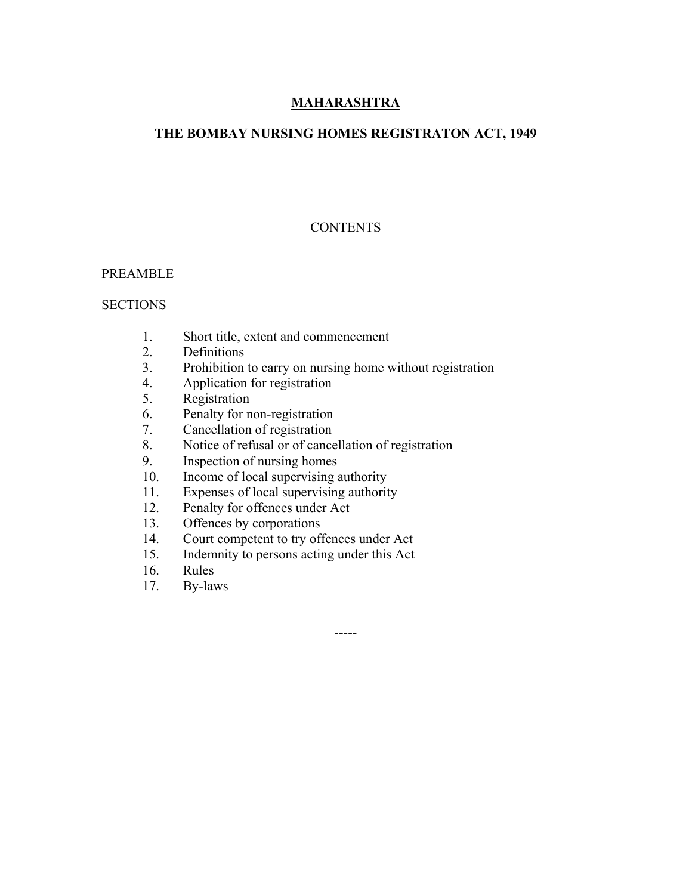# MAHARASHTRA

## THE BOMBAY NURSING HOMES REGISTRATON ACT, 1949

### CONTENTS

PREAMBLE

SECTIONS

1. Short title, extent and commencement
2. Definitions
3. Prohibition to carry on nursing home without registration
4. Application for registration
5. Registration
6. Penalty for non-registration
7. Cancellation of registration
8. Notice of refusal or of cancellation of registration
9. Inspection of nursing homes
10. Income of local supervising authority
11. Expenses of local supervising authority
12. Penalty for offences under Act
13. Offences by corporations
14. Court competent to try offences under Act
15. Indemnity to persons acting under this Act
16. Rules
17. By-laws

-----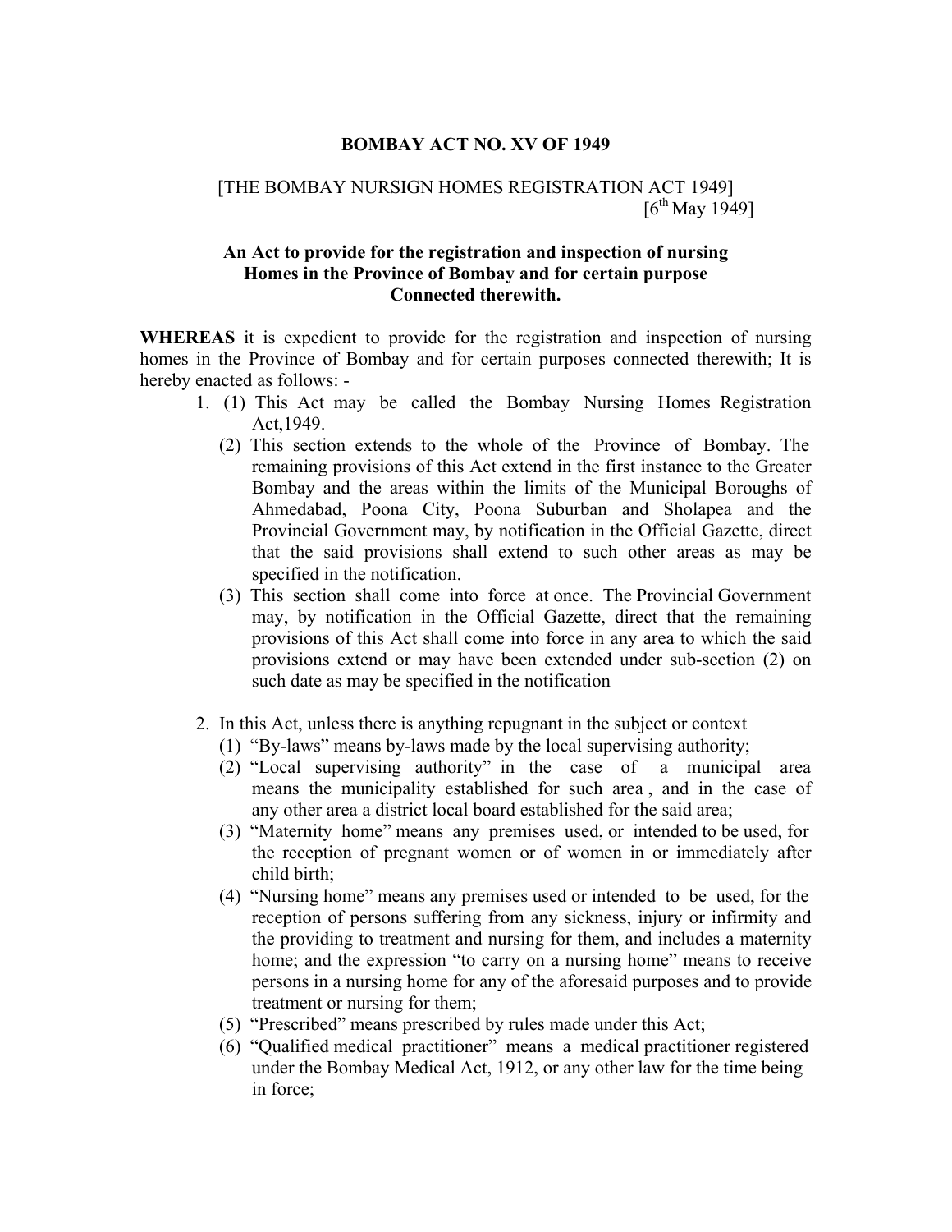**BOMBAY ACT NO. XV OF 1949**

[THE BOMBAY NURSIGN HOMES REGISTRATION ACT 1949]
[6th May 1949]

**An Act to provide for the registration and inspection of nursing Homes in the Province of Bombay and for certain purpose Connected therewith.**

**WHEREAS** it is expedient to provide for the registration and inspection of nursing homes in the Province of Bombay and for certain purposes connected therewith; It is hereby enacted as follows: -

1. (1) This Act may be called the Bombay Nursing Homes Registration Act,1949.

   (2) This section extends to the whole of the Province of Bombay. The remaining provisions of this Act extend in the first instance to the Greater Bombay and the areas within the limits of the Municipal Boroughs of Ahmedabad, Poona City, Poona Suburban and Sholapea and the Provincial Government may, by notification in the Official Gazette, direct that the said provisions shall extend to such other areas as may be specified in the notification.

   (3) This section shall come into force at once. The Provincial Government may, by notification in the Official Gazette, direct that the remaining provisions of this Act shall come into force in any area to which the said provisions extend or may have been extended under sub-section (2) on such date as may be specified in the notification

2. In this Act, unless there is anything repugnant in the subject or context

   (1) "By-laws" means by-laws made by the local supervising authority;

   (2) "Local supervising authority" in the case of a municipal area means the municipality established for such area , and in the case of any other area a district local board established for the said area;

   (3) "Maternity home" means any premises used, or intended to be used, for the reception of pregnant women or of women in or immediately after child birth;

   (4) "Nursing home" means any premises used or intended to be used, for the reception of persons suffering from any sickness, injury or infirmity and the providing to treatment and nursing for them, and includes a maternity home; and the expression "to carry on a nursing home" means to receive persons in a nursing home for any of the aforesaid purposes and to provide treatment or nursing for them;

   (5) "Prescribed" means prescribed by rules made under this Act;

   (6) "Qualified medical practitioner" means a medical practitioner registered under the Bombay Medical Act, 1912, or any other law for the time being in force;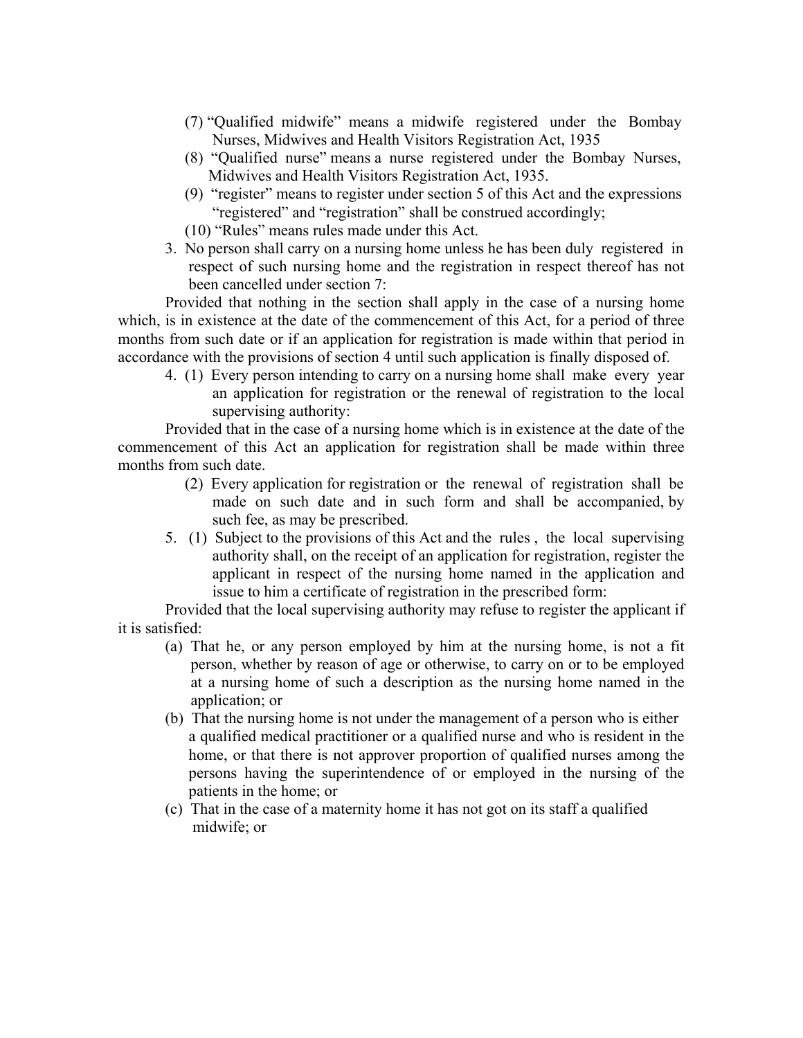(7) "Qualified midwife" means a midwife registered under the Bombay Nurses, Midwives and Health Visitors Registration Act, 1935

(8) "Qualified nurse" means a nurse registered under the Bombay Nurses, Midwives and Health Visitors Registration Act, 1935.

(9) "register" means to register under section 5 of this Act and the expressions "registered" and "registration" shall be construed accordingly;

(10) "Rules" means rules made under this Act.

3. No person shall carry on a nursing home unless he has been duly registered in respect of such nursing home and the registration in respect thereof has not been cancelled under section 7:

Provided that nothing in the section shall apply in the case of a nursing home which, is in existence at the date of the commencement of this Act, for a period of three months from such date or if an application for registration is made within that period in accordance with the provisions of section 4 until such application is finally disposed of.

4. (1) Every person intending to carry on a nursing home shall make every year an application for registration or the renewal of registration to the local supervising authority:

Provided that in the case of a nursing home which is in existence at the date of the commencement of this Act an application for registration shall be made within three months from such date.

(2) Every application for registration or the renewal of registration shall be made on such date and in such form and shall be accompanied, by such fee, as may be prescribed.

5. (1) Subject to the provisions of this Act and the rules , the local supervising authority shall, on the receipt of an application for registration, register the applicant in respect of the nursing home named in the application and issue to him a certificate of registration in the prescribed form:

Provided that the local supervising authority may refuse to register the applicant if it is satisfied:

(a) That he, or any person employed by him at the nursing home, is not a fit person, whether by reason of age or otherwise, to carry on or to be employed at a nursing home of such a description as the nursing home named in the application; or

(b) That the nursing home is not under the management of a person who is either a qualified medical practitioner or a qualified nurse and who is resident in the home, or that there is not approver proportion of qualified nurses among the persons having the superintendence of or employed in the nursing of the patients in the home; or

(c) That in the case of a maternity home it has not got on its staff a qualified midwife; or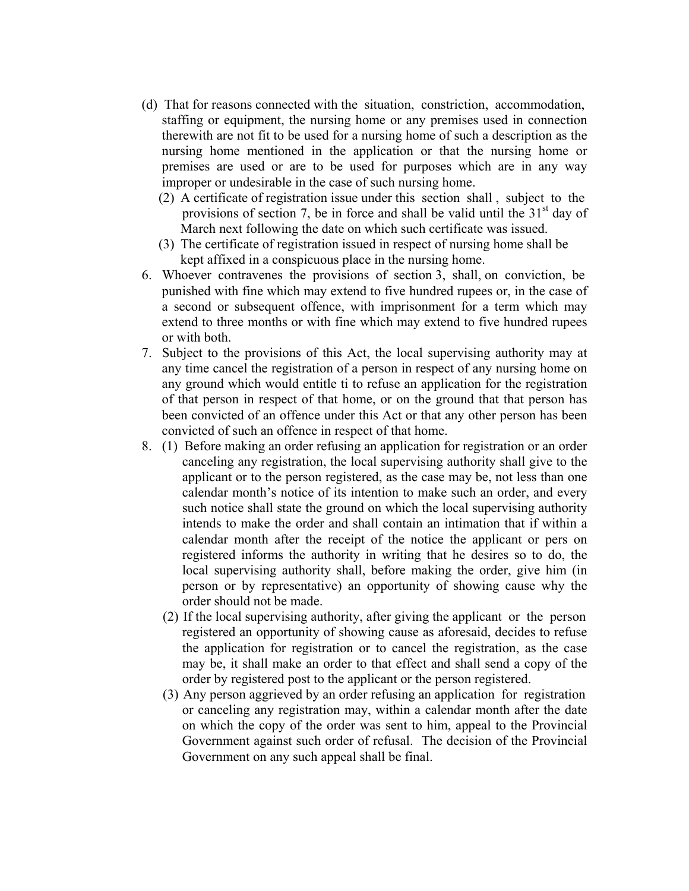(d) That for reasons connected with the situation, constriction, accommodation, staffing or equipment, the nursing home or any premises used in connection therewith are not fit to be used for a nursing home of such a description as the nursing home mentioned in the application or that the nursing home or premises are used or are to be used for purposes which are in any way improper or undesirable in the case of such nursing home.

(2) A certificate of registration issue under this section shall, subject to the provisions of section 7, be in force and shall be valid until the 31st day of March next following the date on which such certificate was issued.

(3) The certificate of registration issued in respect of nursing home shall be kept affixed in a conspicuous place in the nursing home.

6. Whoever contravenes the provisions of section 3, shall, on conviction, be punished with fine which may extend to five hundred rupees or, in the case of a second or subsequent offence, with imprisonment for a term which may extend to three months or with fine which may extend to five hundred rupees or with both.

7. Subject to the provisions of this Act, the local supervising authority may at any time cancel the registration of a person in respect of any nursing home on any ground which would entitle ti to refuse an application for the registration of that person in respect of that home, or on the ground that that person has been convicted of an offence under this Act or that any other person has been convicted of such an offence in respect of that home.

8. (1) Before making an order refusing an application for registration or an order canceling any registration, the local supervising authority shall give to the applicant or to the person registered, as the case may be, not less than one calendar month's notice of its intention to make such an order, and every such notice shall state the ground on which the local supervising authority intends to make the order and shall contain an intimation that if within a calendar month after the receipt of the notice the applicant or pers on registered informs the authority in writing that he desires so to do, the local supervising authority shall, before making the order, give him (in person or by representative) an opportunity of showing cause why the order should not be made.

(2) If the local supervising authority, after giving the applicant or the person registered an opportunity of showing cause as aforesaid, decides to refuse the application for registration or to cancel the registration, as the case may be, it shall make an order to that effect and shall send a copy of the order by registered post to the applicant or the person registered.

(3) Any person aggrieved by an order refusing an application for registration or canceling any registration may, within a calendar month after the date on which the copy of the order was sent to him, appeal to the Provincial Government against such order of refusal. The decision of the Provincial Government on any such appeal shall be final.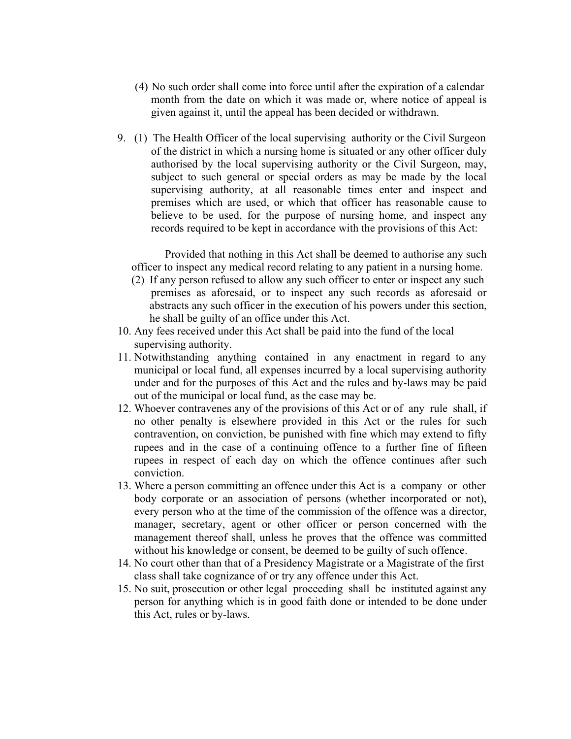(4) No such order shall come into force until after the expiration of a calendar month from the date on which it was made or, where notice of appeal is given against it, until the appeal has been decided or withdrawn.

9. (1) The Health Officer of the local supervising authority or the Civil Surgeon of the district in which a nursing home is situated or any other officer duly authorised by the local supervising authority or the Civil Surgeon, may, subject to such general or special orders as may be made by the local supervising authority, at all reasonable times enter and inspect and premises which are used, or which that officer has reasonable cause to believe to be used, for the purpose of nursing home, and inspect any records required to be kept in accordance with the provisions of this Act:

Provided that nothing in this Act shall be deemed to authorise any such officer to inspect any medical record relating to any patient in a nursing home.

(2) If any person refused to allow any such officer to enter or inspect any such premises as aforesaid, or to inspect any such records as aforesaid or abstracts any such officer in the execution of his powers under this section, he shall be guilty of an office under this Act.

10. Any fees received under this Act shall be paid into the fund of the local supervising authority.

11. Notwithstanding anything contained in any enactment in regard to any municipal or local fund, all expenses incurred by a local supervising authority under and for the purposes of this Act and the rules and by-laws may be paid out of the municipal or local fund, as the case may be.

12. Whoever contravenes any of the provisions of this Act or of any rule shall, if no other penalty is elsewhere provided in this Act or the rules for such contravention, on conviction, be punished with fine which may extend to fifty rupees and in the case of a continuing offence to a further fine of fifteen rupees in respect of each day on which the offence continues after such conviction.

13. Where a person committing an offence under this Act is a company or other body corporate or an association of persons (whether incorporated or not), every person who at the time of the commission of the offence was a director, manager, secretary, agent or other officer or person concerned with the management thereof shall, unless he proves that the offence was committed without his knowledge or consent, be deemed to be guilty of such offence.

14. No court other than that of a Presidency Magistrate or a Magistrate of the first class shall take cognizance of or try any offence under this Act.

15. No suit, prosecution or other legal proceeding shall be instituted against any person for anything which is in good faith done or intended to be done under this Act, rules or by-laws.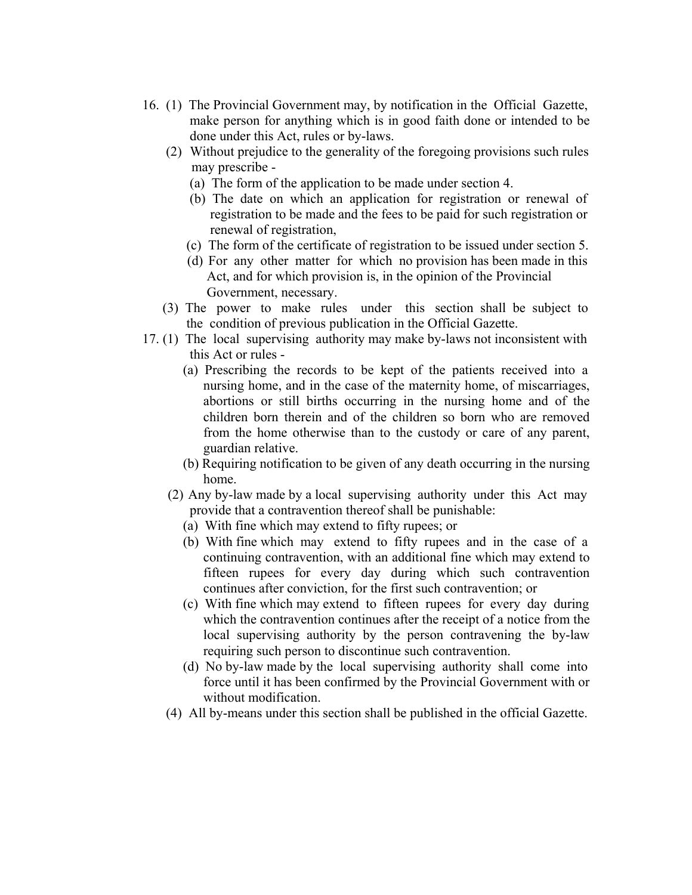16. (1) The Provincial Government may, by notification in the Official Gazette, make person for anything which is in good faith done or intended to be done under this Act, rules or by-laws.

    (2) Without prejudice to the generality of the foregoing provisions such rules may prescribe -

    (a) The form of the application to be made under section 4.

    (b) The date on which an application for registration or renewal of registration to be made and the fees to be paid for such registration or renewal of registration,

    (c) The form of the certificate of registration to be issued under section 5.

    (d) For any other matter for which no provision has been made in this Act, and for which provision is, in the opinion of the Provincial Government, necessary.

    (3) The power to make rules under this section shall be subject to the condition of previous publication in the Official Gazette.

17. (1) The local supervising authority may make by-laws not inconsistent with this Act or rules -

    (a) Prescribing the records to be kept of the patients received into a nursing home, and in the case of the maternity home, of miscarriages, abortions or still births occurring in the nursing home and of the children born therein and of the children so born who are removed from the home otherwise than to the custody or care of any parent, guardian relative.

    (b) Requiring notification to be given of any death occurring in the nursing home.

    (2) Any by-law made by a local supervising authority under this Act may provide that a contravention thereof shall be punishable:

    (a) With fine which may extend to fifty rupees; or

    (b) With fine which may extend to fifty rupees and in the case of a continuing contravention, with an additional fine which may extend to fifteen rupees for every day during which such contravention continues after conviction, for the first such contravention; or

    (c) With fine which may extend to fifteen rupees for every day during which the contravention continues after the receipt of a notice from the local supervising authority by the person contravening the by-law requiring such person to discontinue such contravention.

    (d) No by-law made by the local supervising authority shall come into force until it has been confirmed by the Provincial Government with or without modification.

    (4) All by-means under this section shall be published in the official Gazette.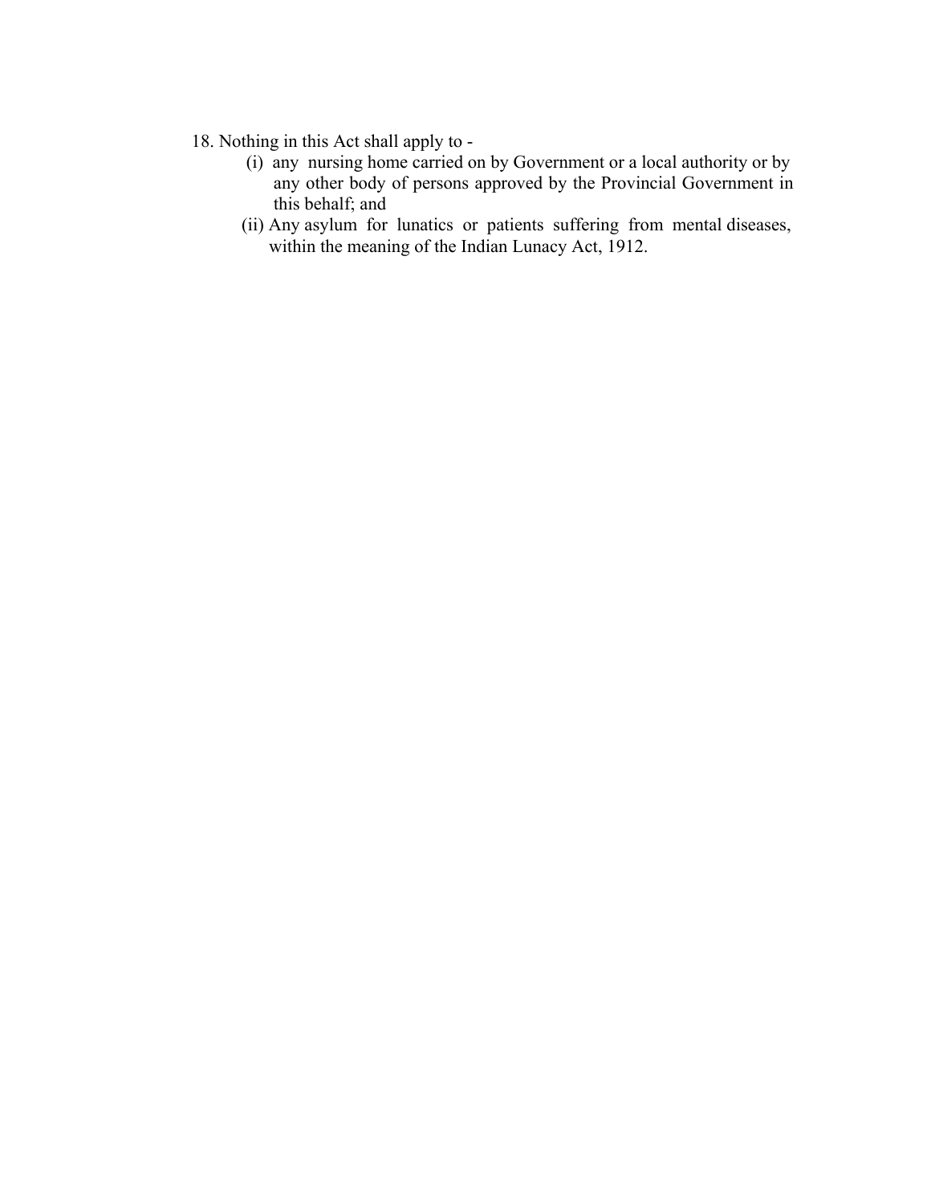18. Nothing in this Act shall apply to -

(i) any nursing home carried on by Government or a local authority or by any other body of persons approved by the Provincial Government in this behalf; and

(ii) Any asylum for lunatics or patients suffering from mental diseases, within the meaning of the Indian Lunacy Act, 1912.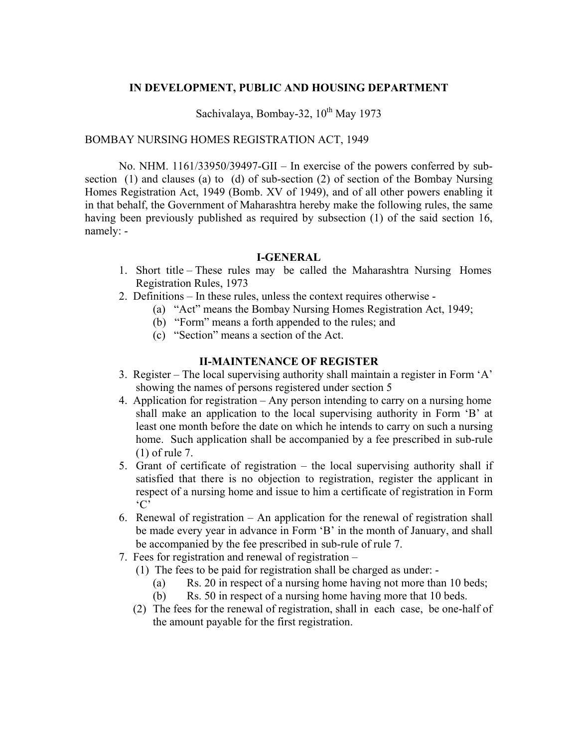**IN DEVELOPMENT, PUBLIC AND HOUSING DEPARTMENT**

Sachivalaya, Bombay-32, 10th May 1973

BOMBAY NURSING HOMES REGISTRATION ACT, 1949

No. NHM. 1161/33950/39497-GII – In exercise of the powers conferred by sub-section (1) and clauses (a) to (d) of sub-section (2) of section of the Bombay Nursing Homes Registration Act, 1949 (Bomb. XV of 1949), and of all other powers enabling it in that behalf, the Government of Maharashtra hereby make the following rules, the same having been previously published as required by subsection (1) of the said section 16, namely: -

**I-GENERAL**

1. Short title – These rules may be called the Maharashtra Nursing Homes Registration Rules, 1973
2. Definitions – In these rules, unless the context requires otherwise -
   (a) "Act" means the Bombay Nursing Homes Registration Act, 1949;
   (b) "Form" means a forth appended to the rules; and
   (c) "Section" means a section of the Act.

**II-MAINTENANCE OF REGISTER**

3. Register – The local supervising authority shall maintain a register in Form 'A' showing the names of persons registered under section 5
4. Application for registration – Any person intending to carry on a nursing home shall make an application to the local supervising authority in Form 'B' at least one month before the date on which he intends to carry on such a nursing home. Such application shall be accompanied by a fee prescribed in sub-rule (1) of rule 7.
5. Grant of certificate of registration – the local supervising authority shall if satisfied that there is no objection to registration, register the applicant in respect of a nursing home and issue to him a certificate of registration in Form 'C'
6. Renewal of registration – An application for the renewal of registration shall be made every year in advance in Form 'B' in the month of January, and shall be accompanied by the fee prescribed in sub-rule of rule 7.
7. Fees for registration and renewal of registration –
   (1) The fees to be paid for registration shall be charged as under: -
      (a) Rs. 20 in respect of a nursing home having not more than 10 beds;
      (b) Rs. 50 in respect of a nursing home having more that 10 beds.
   (2) The fees for the renewal of registration, shall in each case, be one-half of the amount payable for the first registration.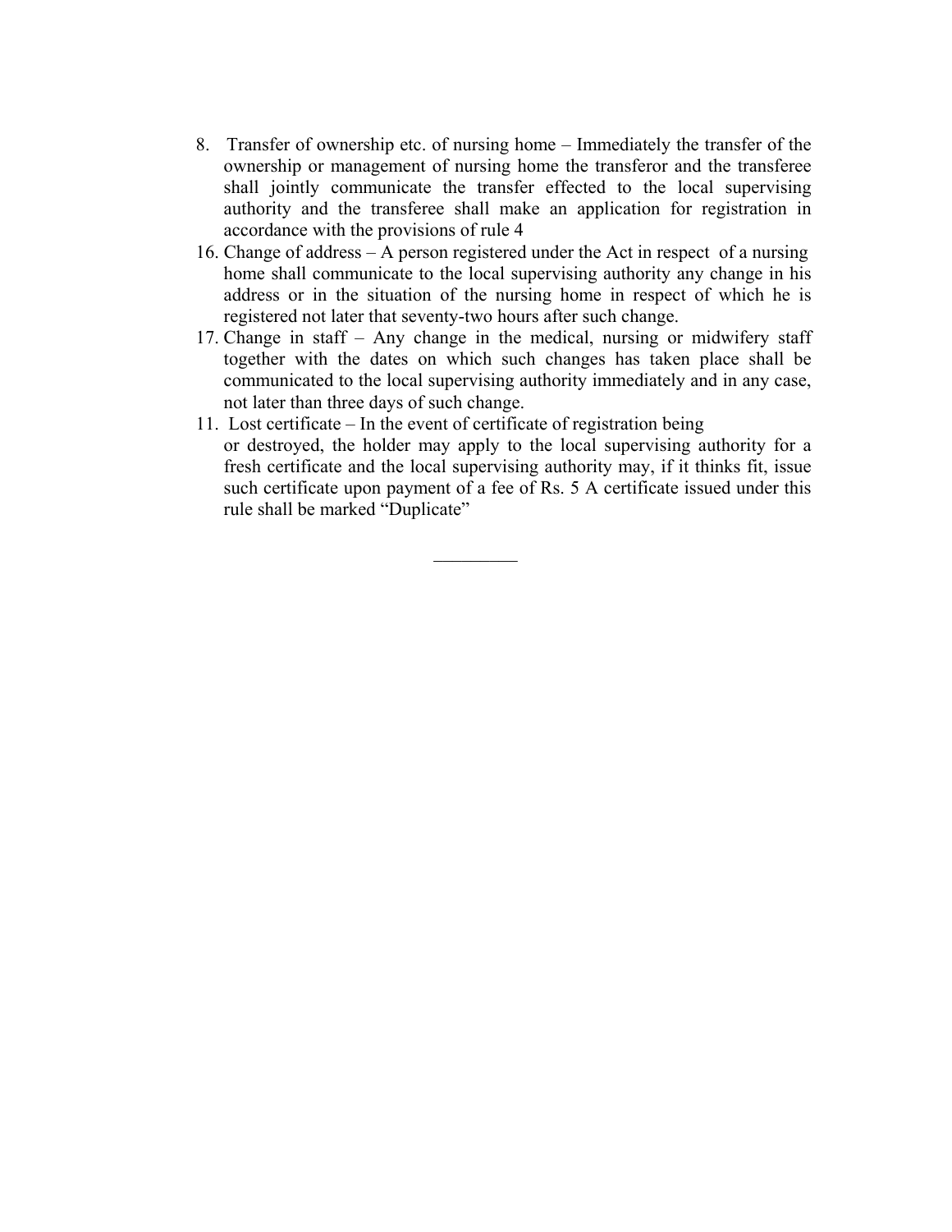8. Transfer of ownership etc. of nursing home – Immediately the transfer of the ownership or management of nursing home the transferor and the transferee shall jointly communicate the transfer effected to the local supervising authority and the transferee shall make an application for registration in accordance with the provisions of rule 4

16. Change of address – A person registered under the Act in respect of a nursing home shall communicate to the local supervising authority any change in his address or in the situation of the nursing home in respect of which he is registered not later that seventy-two hours after such change.

17. Change in staff – Any change in the medical, nursing or midwifery staff together with the dates on which such changes has taken place shall be communicated to the local supervising authority immediately and in any case, not later than three days of such change.

11. Lost certificate – In the event of certificate of registration being or destroyed, the holder may apply to the local supervising authority for a fresh certificate and the local supervising authority may, if it thinks fit, issue such certificate upon payment of a fee of Rs. 5 A certificate issued under this rule shall be marked "Duplicate"

---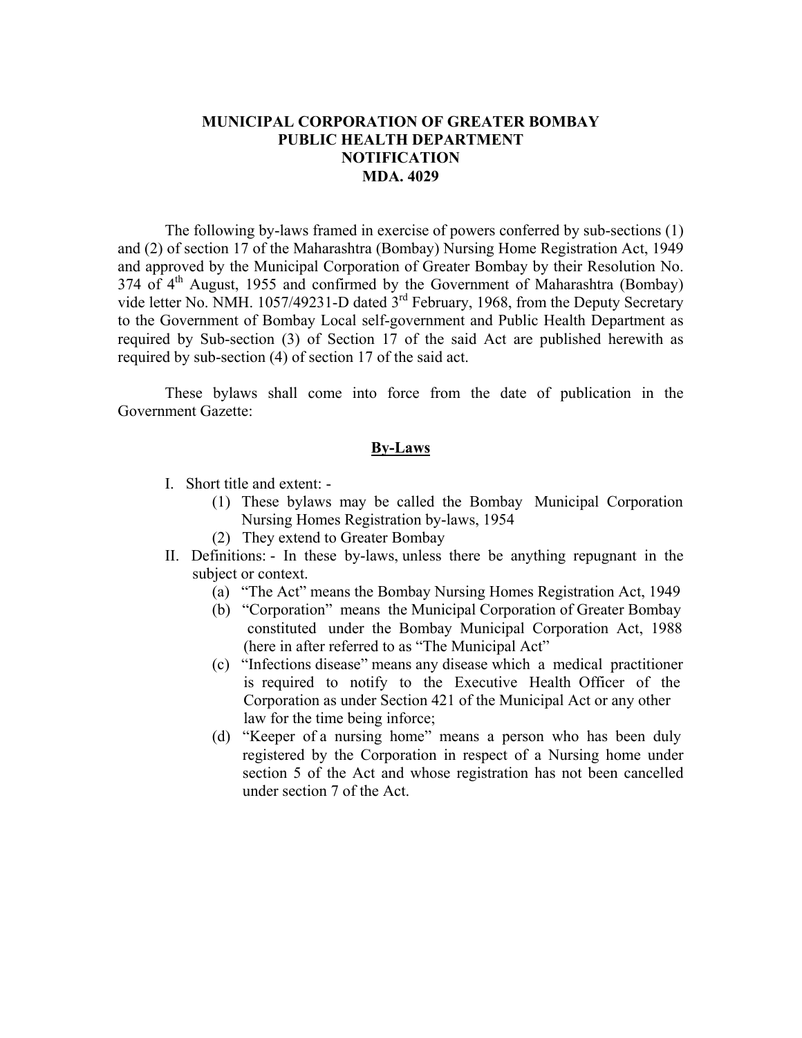# MUNICIPAL CORPORATION OF GREATER BOMBAY
## PUBLIC HEALTH DEPARTMENT
## NOTIFICATION
## MDA. 4029

The following by-laws framed in exercise of powers conferred by sub-sections (1) and (2) of section 17 of the Maharashtra (Bombay) Nursing Home Registration Act, 1949 and approved by the Municipal Corporation of Greater Bombay by their Resolution No. 374 of 4th August, 1955 and confirmed by the Government of Maharashtra (Bombay) vide letter No. NMH. 1057/49231-D dated 3rd February, 1968, from the Deputy Secretary to the Government of Bombay Local self-government and Public Health Department as required by Sub-section (3) of Section 17 of the said Act are published herewith as required by sub-section (4) of section 17 of the said act.

These bylaws shall come into force from the date of publication in the Government Gazette:

**By-Laws**

I. Short title and extent: -
   (1) These bylaws may be called the Bombay Municipal Corporation Nursing Homes Registration by-laws, 1954
   (2) They extend to Greater Bombay

II. Definitions: - In these by-laws, unless there be anything repugnant in the subject or context.
   (a) "The Act" means the Bombay Nursing Homes Registration Act, 1949
   (b) "Corporation" means the Municipal Corporation of Greater Bombay constituted under the Bombay Municipal Corporation Act, 1988 (here in after referred to as "The Municipal Act"
   (c) "Infections disease" means any disease which a medical practitioner is required to notify to the Executive Health Officer of the Corporation as under Section 421 of the Municipal Act or any other law for the time being inforce;
   (d) "Keeper of a nursing home" means a person who has been duly registered by the Corporation in respect of a Nursing home under section 5 of the Act and whose registration has not been cancelled under section 7 of the Act.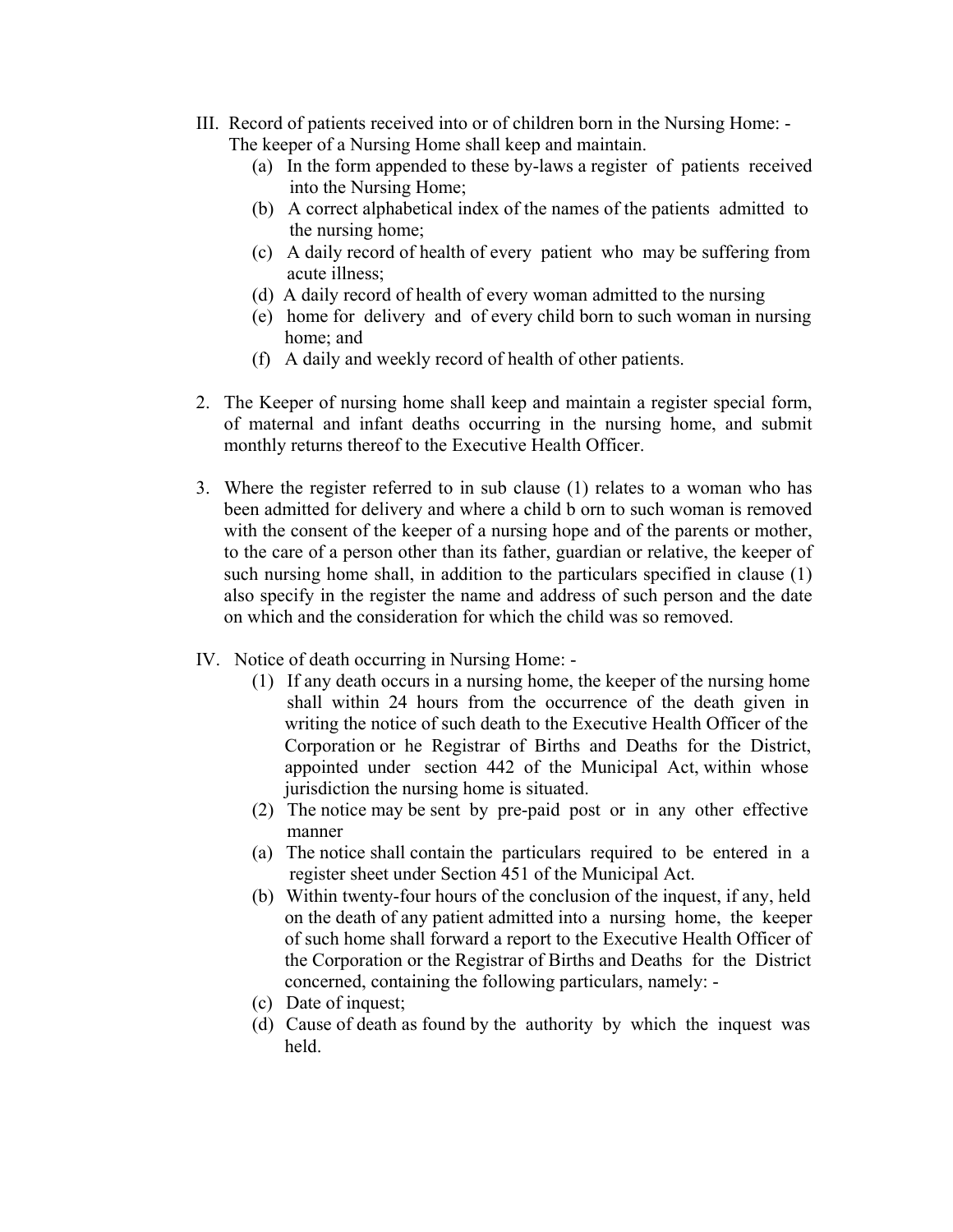III. Record of patients received into or of children born in the Nursing Home: - The keeper of a Nursing Home shall keep and maintain.

   (a) In the form appended to these by-laws a register of patients received into the Nursing Home;
   (b) A correct alphabetical index of the names of the patients admitted to the nursing home;
   (c) A daily record of health of every patient who may be suffering from acute illness;
   (d) A daily record of health of every woman admitted to the nursing
   (e) home for delivery and of every child born to such woman in nursing home; and
   (f) A daily and weekly record of health of other patients.

2. The Keeper of nursing home shall keep and maintain a register special form, of maternal and infant deaths occurring in the nursing home, and submit monthly returns thereof to the Executive Health Officer.

3. Where the register referred to in sub clause (1) relates to a woman who has been admitted for delivery and where a child b orn to such woman is removed with the consent of the keeper of a nursing hope and of the parents or mother, to the care of a person other than its father, guardian or relative, the keeper of such nursing home shall, in addition to the particulars specified in clause (1) also specify in the register the name and address of such person and the date on which and the consideration for which the child was so removed.

IV. Notice of death occurring in Nursing Home: -

   (1) If any death occurs in a nursing home, the keeper of the nursing home shall within 24 hours from the occurrence of the death given in writing the notice of such death to the Executive Health Officer of the Corporation or he Registrar of Births and Deaths for the District, appointed under section 442 of the Municipal Act, within whose jurisdiction the nursing home is situated.
   (2) The notice may be sent by pre-paid post or in any other effective manner
   (a) The notice shall contain the particulars required to be entered in a register sheet under Section 451 of the Municipal Act.
   (b) Within twenty-four hours of the conclusion of the inquest, if any, held on the death of any patient admitted into a nursing home, the keeper of such home shall forward a report to the Executive Health Officer of the Corporation or the Registrar of Births and Deaths for the District concerned, containing the following particulars, namely: -
   (c) Date of inquest;
   (d) Cause of death as found by the authority by which the inquest was held.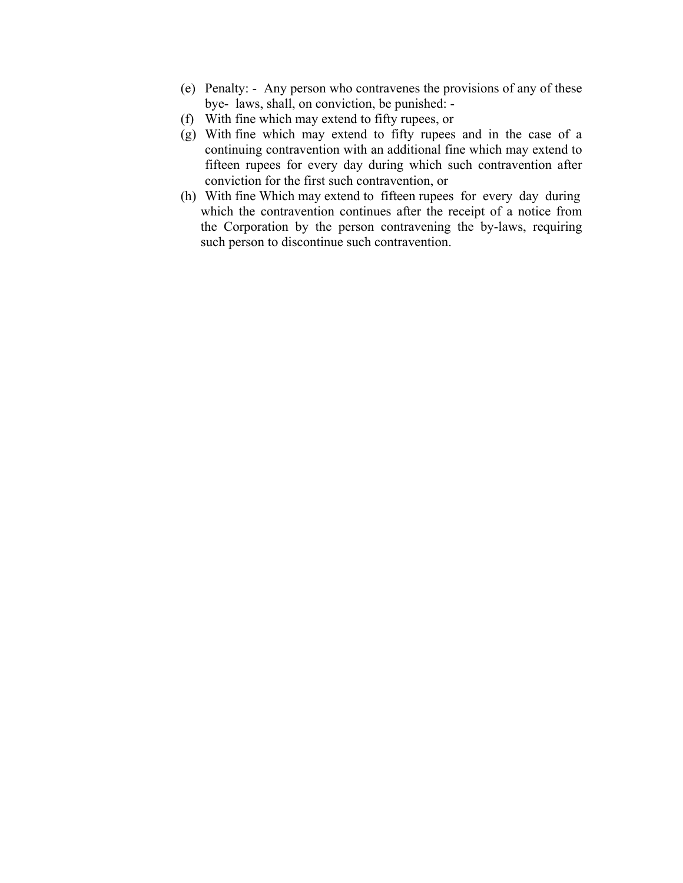(e) Penalty: - Any person who contravenes the provisions of any of these bye- laws, shall, on conviction, be punished: -

(f) With fine which may extend to fifty rupees, or

(g) With fine which may extend to fifty rupees and in the case of a continuing contravention with an additional fine which may extend to fifteen rupees for every day during which such contravention after conviction for the first such contravention, or

(h) With fine Which may extend to fifteen rupees for every day during which the contravention continues after the receipt of a notice from the Corporation by the person contravening the by-laws, requiring such person to discontinue such contravention.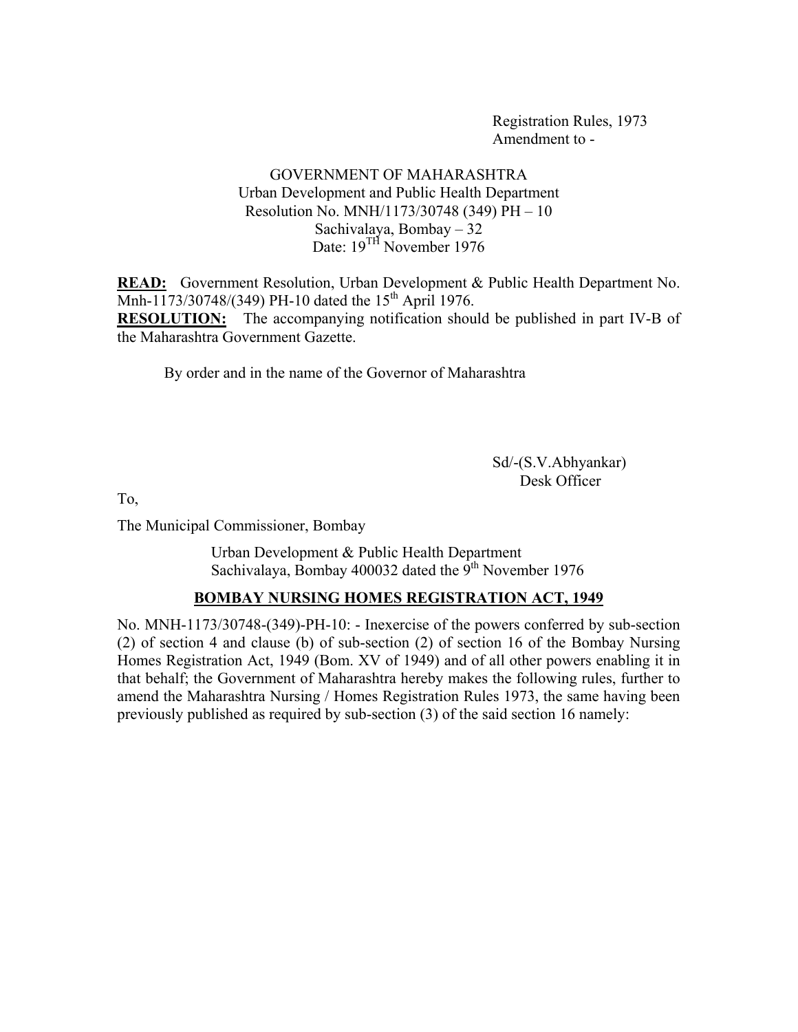Registration Rules, 1973
Amendment to -

GOVERNMENT OF MAHARASHTRA
Urban Development and Public Health Department
Resolution No. MNH/1173/30748 (349) PH – 10
Sachivalaya, Bombay – 32
Date: 19TH November 1976

**READ:** Government Resolution, Urban Development & Public Health Department No. Mnh-1173/30748/(349) PH-10 dated the 15th April 1976.

**RESOLUTION:** The accompanying notification should be published in part IV-B of the Maharashtra Government Gazette.

By order and in the name of the Governor of Maharashtra

Sd/-(S.V.Abhyankar)
Desk Officer

To,

The Municipal Commissioner, Bombay

Urban Development & Public Health Department
Sachivalaya, Bombay 400032 dated the 9th November 1976

## BOMBAY NURSING HOMES REGISTRATION ACT, 1949

No. MNH-1173/30748-(349)-PH-10: - Inexercise of the powers conferred by sub-section (2) of section 4 and clause (b) of sub-section (2) of section 16 of the Bombay Nursing Homes Registration Act, 1949 (Bom. XV of 1949) and of all other powers enabling it in that behalf; the Government of Maharashtra hereby makes the following rules, further to amend the Maharashtra Nursing / Homes Registration Rules 1973, the same having been previously published as required by sub-section (3) of the said section 16 namely: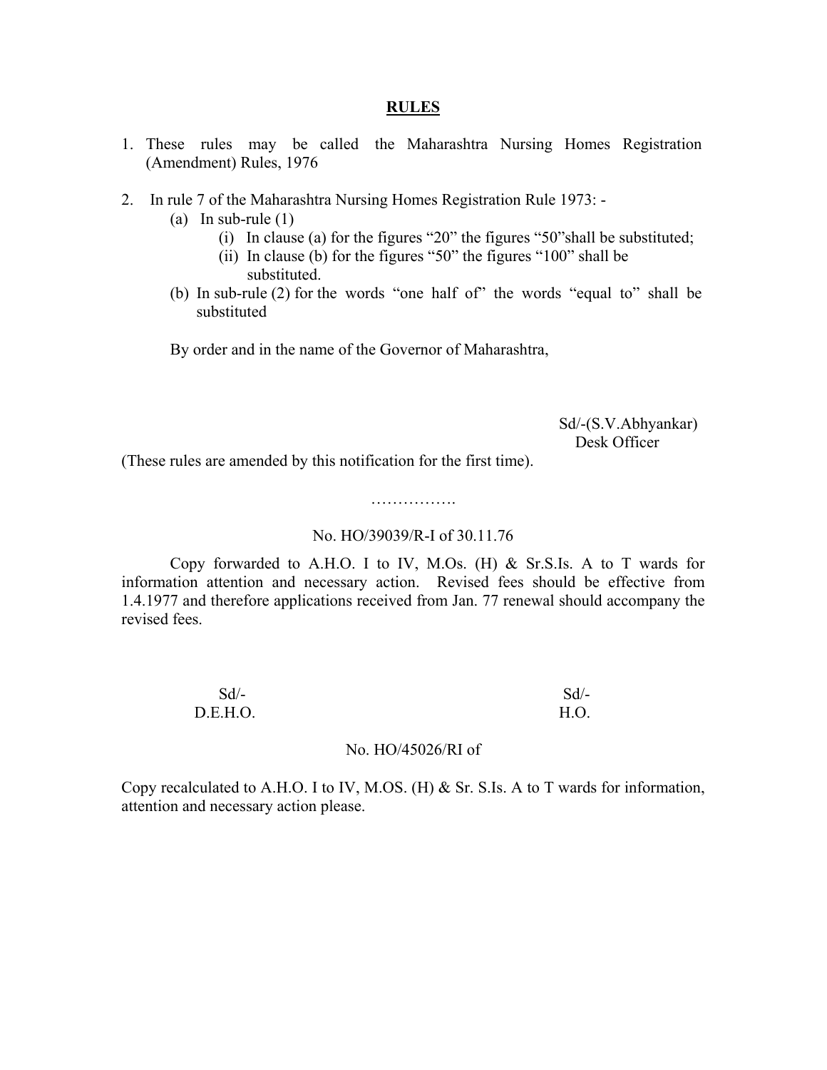## RULES

1. These rules may be called the Maharashtra Nursing Homes Registration (Amendment) Rules, 1976

2. In rule 7 of the Maharashtra Nursing Homes Registration Rule 1973: -
   (a) In sub-rule (1)
      (i) In clause (a) for the figures “20” the figures “50”shall be substituted;
      (ii) In clause (b) for the figures “50” the figures “100” shall be substituted.
   (b) In sub-rule (2) for the words “one half of” the words “equal to” shall be substituted

   By order and in the name of the Governor of Maharashtra,

Sd/-(S.V.Abhyankar)
Desk Officer

(These rules are amended by this notification for the first time).

…………….

No. HO/39039/R-I of 30.11.76

Copy forwarded to A.H.O. I to IV, M.Os. (H) & Sr.S.Is. A to T wards for information attention and necessary action. Revised fees should be effective from 1.4.1977 and therefore applications received from Jan. 77 renewal should accompany the revised fees.

Sd/-
D.E.H.O.

Sd/-
H.O.

No. HO/45026/RI of

Copy recalculated to A.H.O. I to IV, M.OS. (H) & Sr. S.Is. A to T wards for information, attention and necessary action please.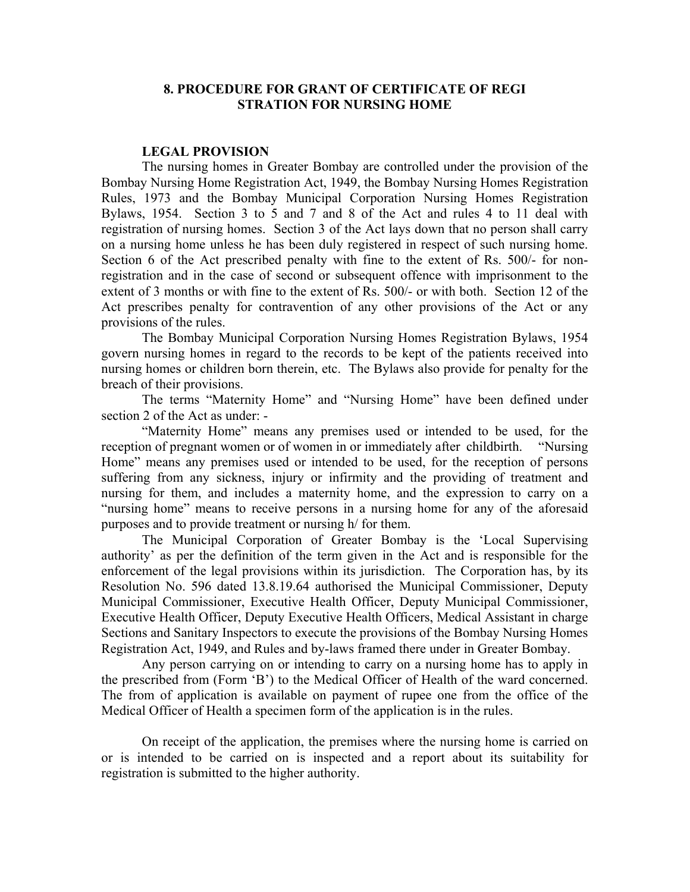## 8. PROCEDURE FOR GRANT OF CERTIFICATE OF REGI STRATION FOR NURSING HOME

### LEGAL PROVISION

The nursing homes in Greater Bombay are controlled under the provision of the Bombay Nursing Home Registration Act, 1949, the Bombay Nursing Homes Registration Rules, 1973 and the Bombay Municipal Corporation Nursing Homes Registration Bylaws, 1954. Section 3 to 5 and 7 and 8 of the Act and rules 4 to 11 deal with registration of nursing homes. Section 3 of the Act lays down that no person shall carry on a nursing home unless he has been duly registered in respect of such nursing home. Section 6 of the Act prescribed penalty with fine to the extent of Rs. 500/- for non-registration and in the case of second or subsequent offence with imprisonment to the extent of 3 months or with fine to the extent of Rs. 500/- or with both. Section 12 of the Act prescribes penalty for contravention of any other provisions of the Act or any provisions of the rules.

The Bombay Municipal Corporation Nursing Homes Registration Bylaws, 1954 govern nursing homes in regard to the records to be kept of the patients received into nursing homes or children born therein, etc. The Bylaws also provide for penalty for the breach of their provisions.

The terms "Maternity Home" and "Nursing Home" have been defined under section 2 of the Act as under: -

"Maternity Home" means any premises used or intended to be used, for the reception of pregnant women or of women in or immediately after childbirth. "Nursing Home" means any premises used or intended to be used, for the reception of persons suffering from any sickness, injury or infirmity and the providing of treatment and nursing for them, and includes a maternity home, and the expression to carry on a "nursing home" means to receive persons in a nursing home for any of the aforesaid purposes and to provide treatment or nursing h/ for them.

The Municipal Corporation of Greater Bombay is the 'Local Supervising authority' as per the definition of the term given in the Act and is responsible for the enforcement of the legal provisions within its jurisdiction. The Corporation has, by its Resolution No. 596 dated 13.8.19.64 authorised the Municipal Commissioner, Deputy Municipal Commissioner, Executive Health Officer, Deputy Municipal Commissioner, Executive Health Officer, Deputy Executive Health Officers, Medical Assistant in charge Sections and Sanitary Inspectors to execute the provisions of the Bombay Nursing Homes Registration Act, 1949, and Rules and by-laws framed there under in Greater Bombay.

Any person carrying on or intending to carry on a nursing home has to apply in the prescribed from (Form 'B') to the Medical Officer of Health of the ward concerned. The from of application is available on payment of rupee one from the office of the Medical Officer of Health a specimen form of the application is in the rules.

On receipt of the application, the premises where the nursing home is carried on or is intended to be carried on is inspected and a report about its suitability for registration is submitted to the higher authority.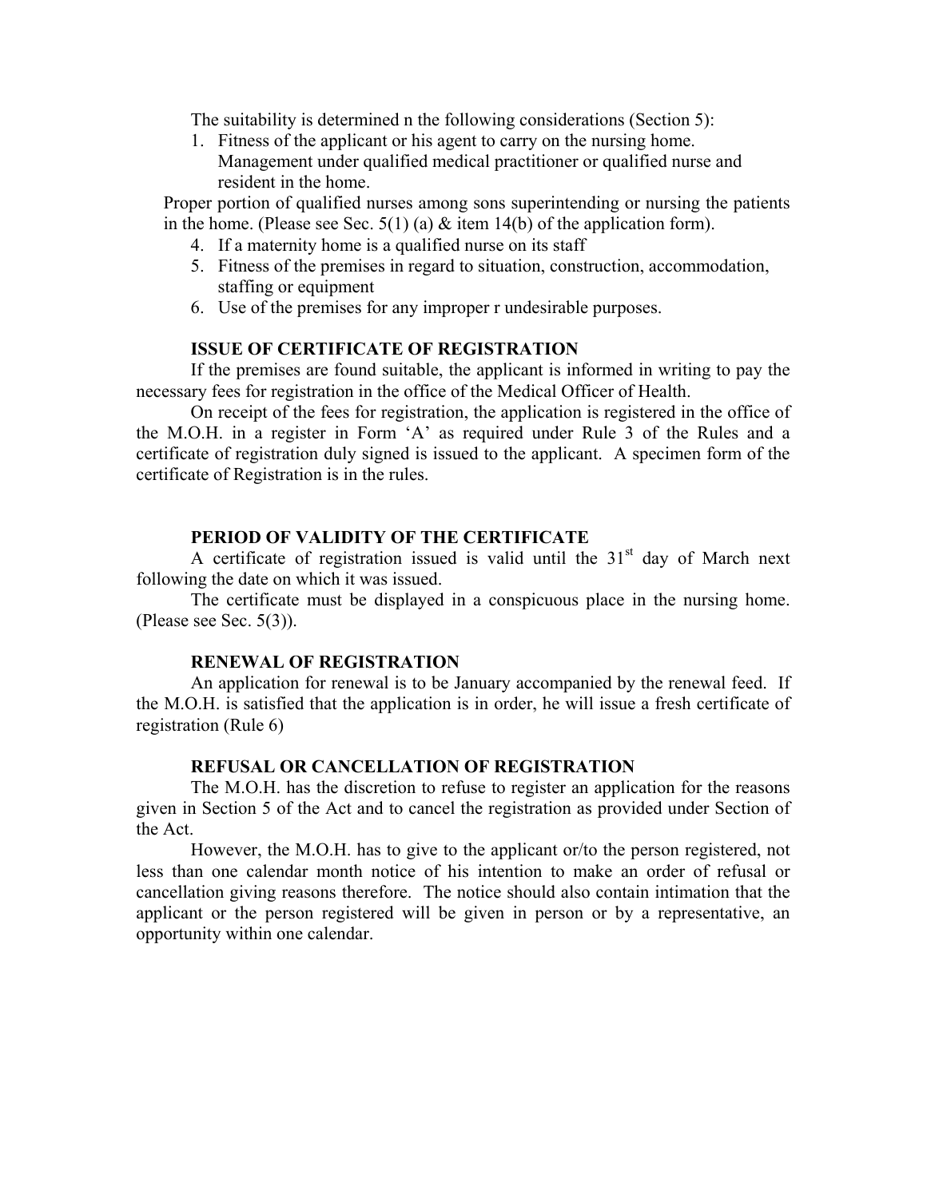The suitability is determined n the following considerations (Section 5):

1. Fitness of the applicant or his agent to carry on the nursing home.
   Management under qualified medical practitioner or qualified nurse and resident in the home.

Proper portion of qualified nurses among sons superintending or nursing the patients in the home. (Please see Sec. 5(1) (a) & item 14(b) of the application form).

4. If a maternity home is a qualified nurse on its staff
5. Fitness of the premises in regard to situation, construction, accommodation, staffing or equipment
6. Use of the premises for any improper r undesirable purposes.

**ISSUE OF CERTIFICATE OF REGISTRATION**

If the premises are found suitable, the applicant is informed in writing to pay the necessary fees for registration in the office of the Medical Officer of Health.

On receipt of the fees for registration, the application is registered in the office of the M.O.H. in a register in Form 'A' as required under Rule 3 of the Rules and a certificate of registration duly signed is issued to the applicant. A specimen form of the certificate of Registration is in the rules.

**PERIOD OF VALIDITY OF THE CERTIFICATE**

A certificate of registration issued is valid until the 31st day of March next following the date on which it was issued.

The certificate must be displayed in a conspicuous place in the nursing home. (Please see Sec. 5(3)).

**RENEWAL OF REGISTRATION**

An application for renewal is to be January accompanied by the renewal feed. If the M.O.H. is satisfied that the application is in order, he will issue a fresh certificate of registration (Rule 6)

**REFUSAL OR CANCELLATION OF REGISTRATION**

The M.O.H. has the discretion to refuse to register an application for the reasons given in Section 5 of the Act and to cancel the registration as provided under Section of the Act.

However, the M.O.H. has to give to the applicant or/to the person registered, not less than one calendar month notice of his intention to make an order of refusal or cancellation giving reasons therefore. The notice should also contain intimation that the applicant or the person registered will be given in person or by a representative, an opportunity within one calendar.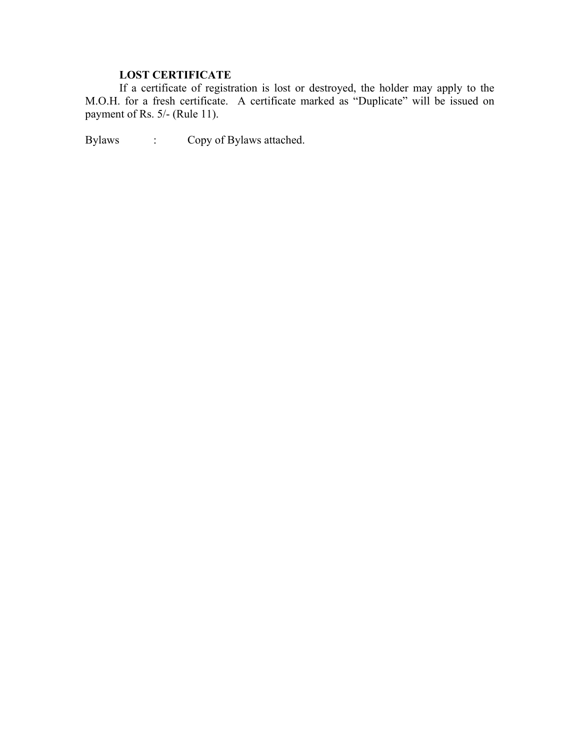**LOST CERTIFICATE**

If a certificate of registration is lost or destroyed, the holder may apply to the M.O.H. for a fresh certificate. A certificate marked as "Duplicate" will be issued on payment of Rs. 5/- (Rule 11).

Bylaws : Copy of Bylaws attached.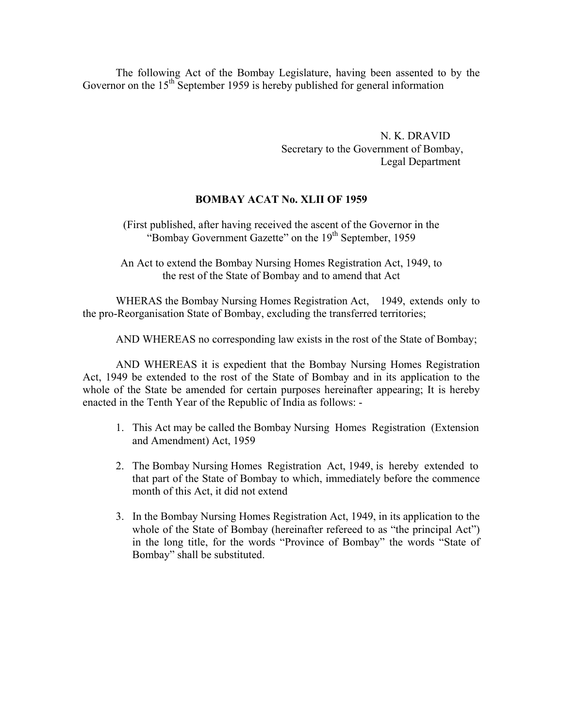The following Act of the Bombay Legislature, having been assented to by the Governor on the 15th September 1959 is hereby published for general information

N. K. DRAVID
Secretary to the Government of Bombay,
Legal Department

**BOMBAY ACAT No. XLII OF 1959**

(First published, after having received the ascent of the Governor in the "Bombay Government Gazette" on the 19th September, 1959

An Act to extend the Bombay Nursing Homes Registration Act, 1949, to the rest of the State of Bombay and to amend that Act

WHERAS the Bombay Nursing Homes Registration Act, 1949, extends only to the pro-Reorganisation State of Bombay, excluding the transferred territories;

AND WHEREAS no corresponding law exists in the rost of the State of Bombay;

AND WHEREAS it is expedient that the Bombay Nursing Homes Registration Act, 1949 be extended to the rost of the State of Bombay and in its application to the whole of the State be amended for certain purposes hereinafter appearing; It is hereby enacted in the Tenth Year of the Republic of India as follows: -

1. This Act may be called the Bombay Nursing Homes Registration (Extension and Amendment) Act, 1959

2. The Bombay Nursing Homes Registration Act, 1949, is hereby extended to that part of the State of Bombay to which, immediately before the commence month of this Act, it did not extend

3. In the Bombay Nursing Homes Registration Act, 1949, in its application to the whole of the State of Bombay (hereinafter refereed to as "the principal Act") in the long title, for the words "Province of Bombay" the words "State of Bombay" shall be substituted.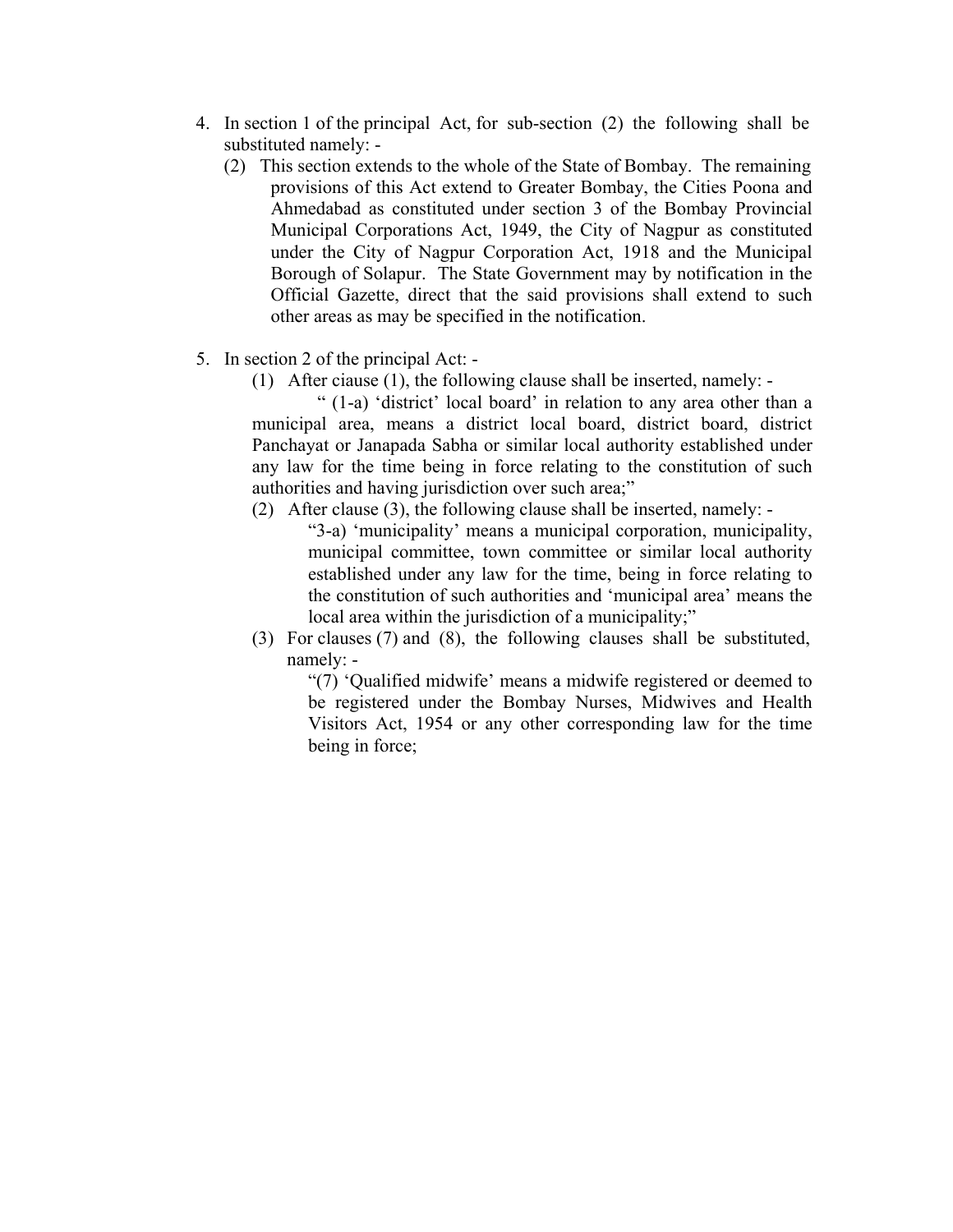4. In section 1 of the principal Act, for sub-section (2) the following shall be substituted namely: -

   (2) This section extends to the whole of the State of Bombay. The remaining provisions of this Act extend to Greater Bombay, the Cities Poona and Ahmedabad as constituted under section 3 of the Bombay Provincial Municipal Corporations Act, 1949, the City of Nagpur as constituted under the City of Nagpur Corporation Act, 1918 and the Municipal Borough of Solapur. The State Government may by notification in the Official Gazette, direct that the said provisions shall extend to such other areas as may be specified in the notification.

5. In section 2 of the principal Act: -

   (1) After ciause (1), the following clause shall be inserted, namely: -

   " (1-a) 'district' local board' in relation to any area other than a municipal area, means a district local board, district board, district Panchayat or Janapada Sabha or similar local authority established under any law for the time being in force relating to the constitution of such authorities and having jurisdiction over such area;"

   (2) After clause (3), the following clause shall be inserted, namely: -

   "3-a) 'municipality' means a municipal corporation, municipality, municipal committee, town committee or similar local authority established under any law for the time, being in force relating to the constitution of such authorities and 'municipal area' means the local area within the jurisdiction of a municipality;"

   (3) For clauses (7) and (8), the following clauses shall be substituted, namely: -

   "(7) 'Qualified midwife' means a midwife registered or deemed to be registered under the Bombay Nurses, Midwives and Health Visitors Act, 1954 or any other corresponding law for the time being in force;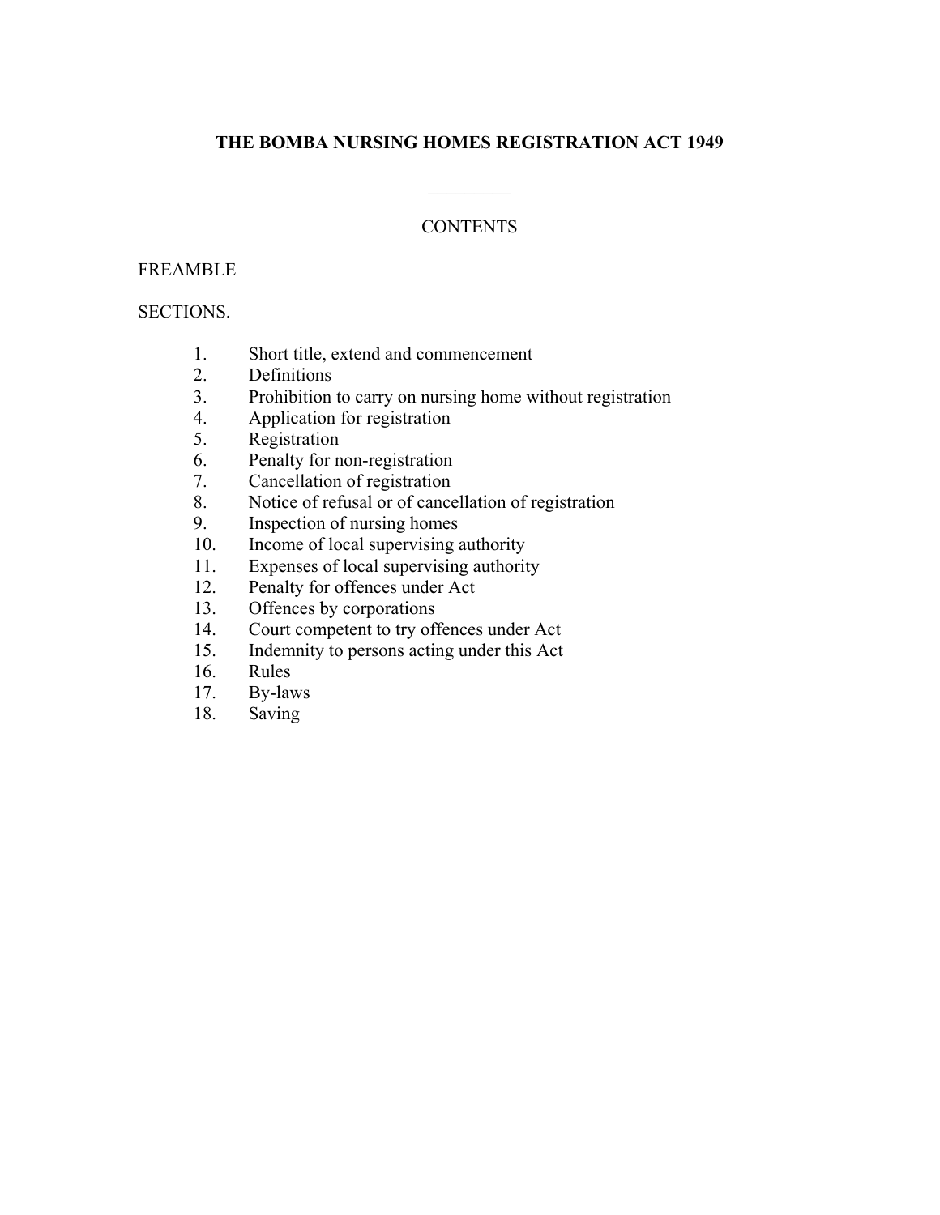# THE BOMBA NURSING HOMES REGISTRATION ACT 1949

\_\_\_\_\_\_\_\_\_

CONTENTS

FREAMBLE

SECTIONS.

1. Short title, extend and commencement
2. Definitions
3. Prohibition to carry on nursing home without registration
4. Application for registration
5. Registration
6. Penalty for non-registration
7. Cancellation of registration
8. Notice of refusal or of cancellation of registration
9. Inspection of nursing homes
10. Income of local supervising authority
11. Expenses of local supervising authority
12. Penalty for offences under Act
13. Offences by corporations
14. Court competent to try offences under Act
15. Indemnity to persons acting under this Act
16. Rules
17. By-laws
18. Saving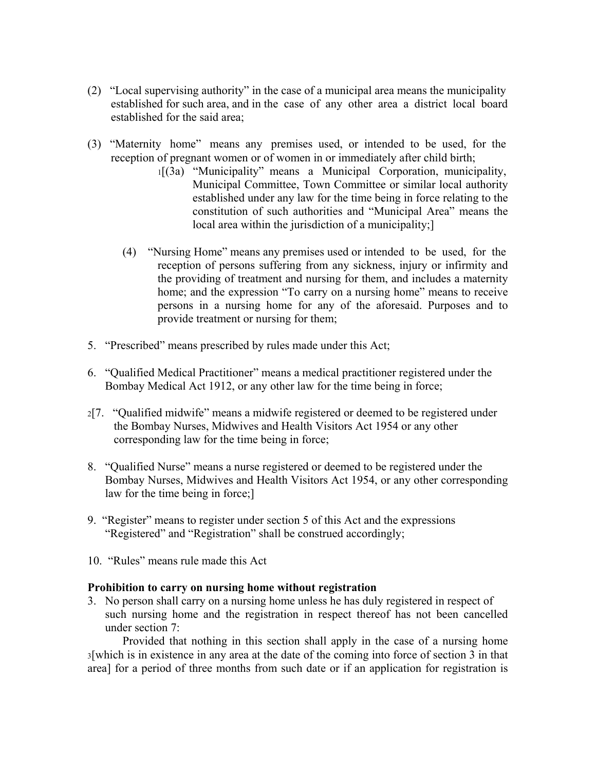(2) "Local supervising authority" in the case of a municipal area means the municipality established for such area, and in the case of any other area a district local board established for the said area;

(3) "Maternity home" means any premises used, or intended to be used, for the reception of pregnant women or of women in or immediately after child birth;

[1][(3a) "Municipality" means a Municipal Corporation, municipality, Municipal Committee, Town Committee or similar local authority established under any law for the time being in force relating to the constitution of such authorities and "Municipal Area" means the local area within the jurisdiction of a municipality;]

(4) "Nursing Home" means any premises used or intended to be used, for the reception of persons suffering from any sickness, injury or infirmity and the providing of treatment and nursing for them, and includes a maternity home; and the expression "To carry on a nursing home" means to receive persons in a nursing home for any of the aforesaid. Purposes and to provide treatment or nursing for them;

5. "Prescribed" means prescribed by rules made under this Act;

6. "Qualified Medical Practitioner" means a medical practitioner registered under the Bombay Medical Act 1912, or any other law for the time being in force;

[2][7. "Qualified midwife" means a midwife registered or deemed to be registered under the Bombay Nurses, Midwives and Health Visitors Act 1954 or any other corresponding law for the time being in force;

8. "Qualified Nurse" means a nurse registered or deemed to be registered under the Bombay Nurses, Midwives and Health Visitors Act 1954, or any other corresponding law for the time being in force;]

9. "Register" means to register under section 5 of this Act and the expressions "Registered" and "Registration" shall be construed accordingly;

10. "Rules" means rule made this Act

**Prohibition to carry on nursing home without registration**

3. No person shall carry on a nursing home unless he has duly registered in respect of such nursing home and the registration in respect thereof has not been cancelled under section 7:

Provided that nothing in this section shall apply in the case of a nursing home [3][which is in existence in any area at the date of the coming into force of section 3 in that area] for a period of three months from such date or if an application for registration is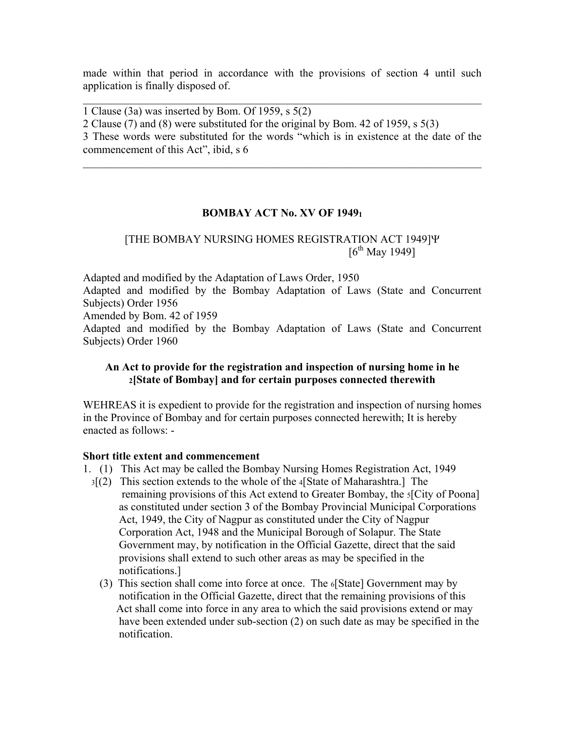made within that period in accordance with the provisions of section 4 until such application is finally disposed of.

---

1 Clause (3a) was inserted by Bom. Of 1959, s 5(2)

2 Clause (7) and (8) were substituted for the original by Bom. 42 of 1959, s 5(3)

3 These words were substituted for the words "which is in existence at the date of the commencement of this Act", ibid, s 6

---

## BOMBAY ACT No. XV OF 1949[1]

[THE BOMBAY NURSING HOMES REGISTRATION ACT 1949]Ψ
[6th May 1949]

Adapted and modified by the Adaptation of Laws Order, 1950

Adapted and modified by the Bombay Adaptation of Laws (State and Concurrent Subjects) Order 1956

Amended by Bom. 42 of 1959

Adapted and modified by the Bombay Adaptation of Laws (State and Concurrent Subjects) Order 1960

**An Act to provide for the registration and inspection of nursing home in he [2][State of Bombay] and for certain purposes connected therewith**

WEHREAS it is expedient to provide for the registration and inspection of nursing homes in the Province of Bombay and for certain purposes connected herewith; It is hereby enacted as follows: -

**Short title extent and commencement**

1. (1) This Act may be called the Bombay Nursing Homes Registration Act, 1949

   [3][(2) This section extends to the whole of the [4][State of Maharashtra.] The remaining provisions of this Act extend to Greater Bombay, the [5][City of Poona] as constituted under section 3 of the Bombay Provincial Municipal Corporations Act, 1949, the City of Nagpur as constituted under the City of Nagpur Corporation Act, 1948 and the Municipal Borough of Solapur. The State Government may, by notification in the Official Gazette, direct that the said provisions shall extend to such other areas as may be specified in the notifications.]

   (3) This section shall come into force at once. The [6][State] Government may by notification in the Official Gazette, direct that the remaining provisions of this Act shall come into force in any area to which the said provisions extend or may have been extended under sub-section (2) on such date as may be specified in the notification.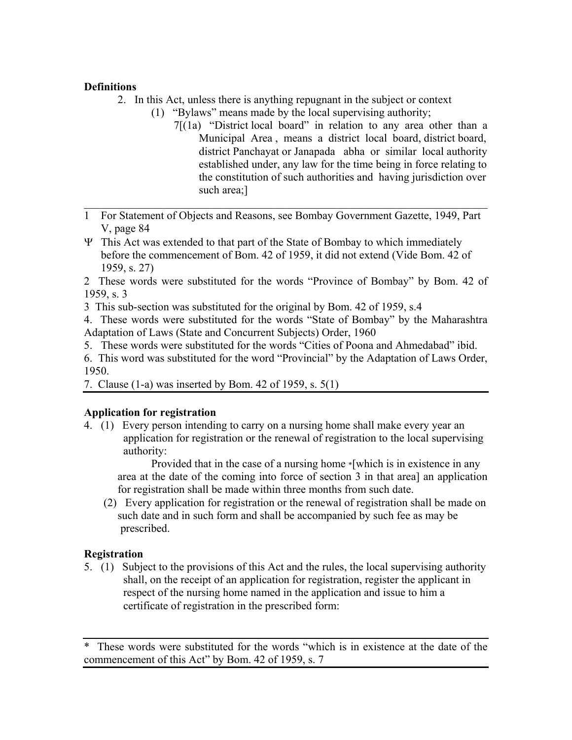**Definitions**

2. In this Act, unless there is anything repugnant in the subject or context

   (1) "Bylaws" means made by the local supervising authority;

   7[(1a) "District local board" in relation to any area other than a Municipal Area , means a district local board, district board, district Panchayat or Janapada abha or similar local authority established under, any law for the time being in force relating to the constitution of such authorities and having jurisdiction over such area;]

---

1 For Statement of Objects and Reasons, see Bombay Government Gazette, 1949, Part V, page 84

Ψ This Act was extended to that part of the State of Bombay to which immediately before the commencement of Bom. 42 of 1959, it did not extend (Vide Bom. 42 of 1959, s. 27)

2 These words were substituted for the words "Province of Bombay" by Bom. 42 of 1959, s. 3

3 This sub-section was substituted for the original by Bom. 42 of 1959, s.4

4. These words were substituted for the words "State of Bombay" by the Maharashtra Adaptation of Laws (State and Concurrent Subjects) Order, 1960

5. These words were substituted for the words "Cities of Poona and Ahmedabad" ibid.

6. This word was substituted for the word "Provincial" by the Adaptation of Laws Order, 1950.

7. Clause (1-a) was inserted by Bom. 42 of 1959, s. 5(1)

---

**Application for registration**

4. (1) Every person intending to carry on a nursing home shall make every year an application for registration or the renewal of registration to the local supervising authority:

   Provided that in the case of a nursing home *[which is in existence in any area at the date of the coming into force of section 3 in that area] an application for registration shall be made within three months from such date.

   (2) Every application for registration or the renewal of registration shall be made on such date and in such form and shall be accompanied by such fee as may be prescribed.

**Registration**

5. (1) Subject to the provisions of this Act and the rules, the local supervising authority shall, on the receipt of an application for registration, register the applicant in respect of the nursing home named in the application and issue to him a certificate of registration in the prescribed form:

---

* These words were substituted for the words "which is in existence at the date of the commencement of this Act" by Bom. 42 of 1959, s. 7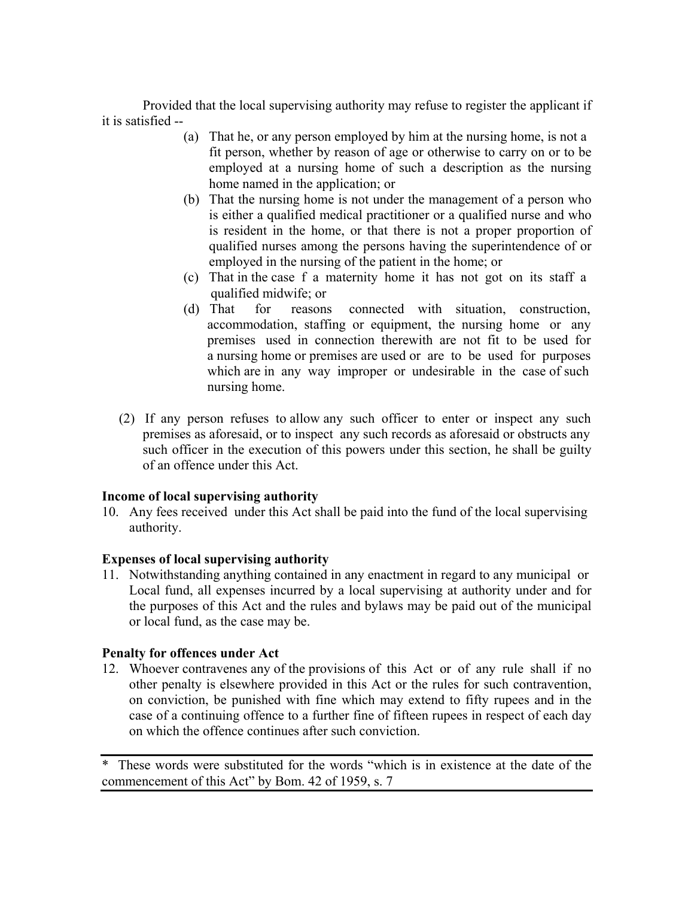Provided that the local supervising authority may refuse to register the applicant if it is satisfied --

(a) That he, or any person employed by him at the nursing home, is not a fit person, whether by reason of age or otherwise to carry on or to be employed at a nursing home of such a description as the nursing home named in the application; or

(b) That the nursing home is not under the management of a person who is either a qualified medical practitioner or a qualified nurse and who is resident in the home, or that there is not a proper proportion of qualified nurses among the persons having the superintendence of or employed in the nursing of the patient in the home; or

(c) That in the case f a maternity home it has not got on its staff a qualified midwife; or

(d) That for reasons connected with situation, construction, accommodation, staffing or equipment, the nursing home or any premises used in connection therewith are not fit to be used for a nursing home or premises are used or are to be used for purposes which are in any way improper or undesirable in the case of such nursing home.

(2) If any person refuses to allow any such officer to enter or inspect any such premises as aforesaid, or to inspect any such records as aforesaid or obstructs any such officer in the execution of this powers under this section, he shall be guilty of an offence under this Act.

**Income of local supervising authority**

10. Any fees received under this Act shall be paid into the fund of the local supervising authority.

**Expenses of local supervising authority**

11. Notwithstanding anything contained in any enactment in regard to any municipal or Local fund, all expenses incurred by a local supervising at authority under and for the purposes of this Act and the rules and bylaws may be paid out of the municipal or local fund, as the case may be.

**Penalty for offences under Act**

12. Whoever contravenes any of the provisions of this Act or of any rule shall if no other penalty is elsewhere provided in this Act or the rules for such contravention, on conviction, be punished with fine which may extend to fifty rupees and in the case of a continuing offence to a further fine of fifteen rupees in respect of each day on which the offence continues after such conviction.

---

\* These words were substituted for the words "which is in existence at the date of the commencement of this Act" by Bom. 42 of 1959, s. 7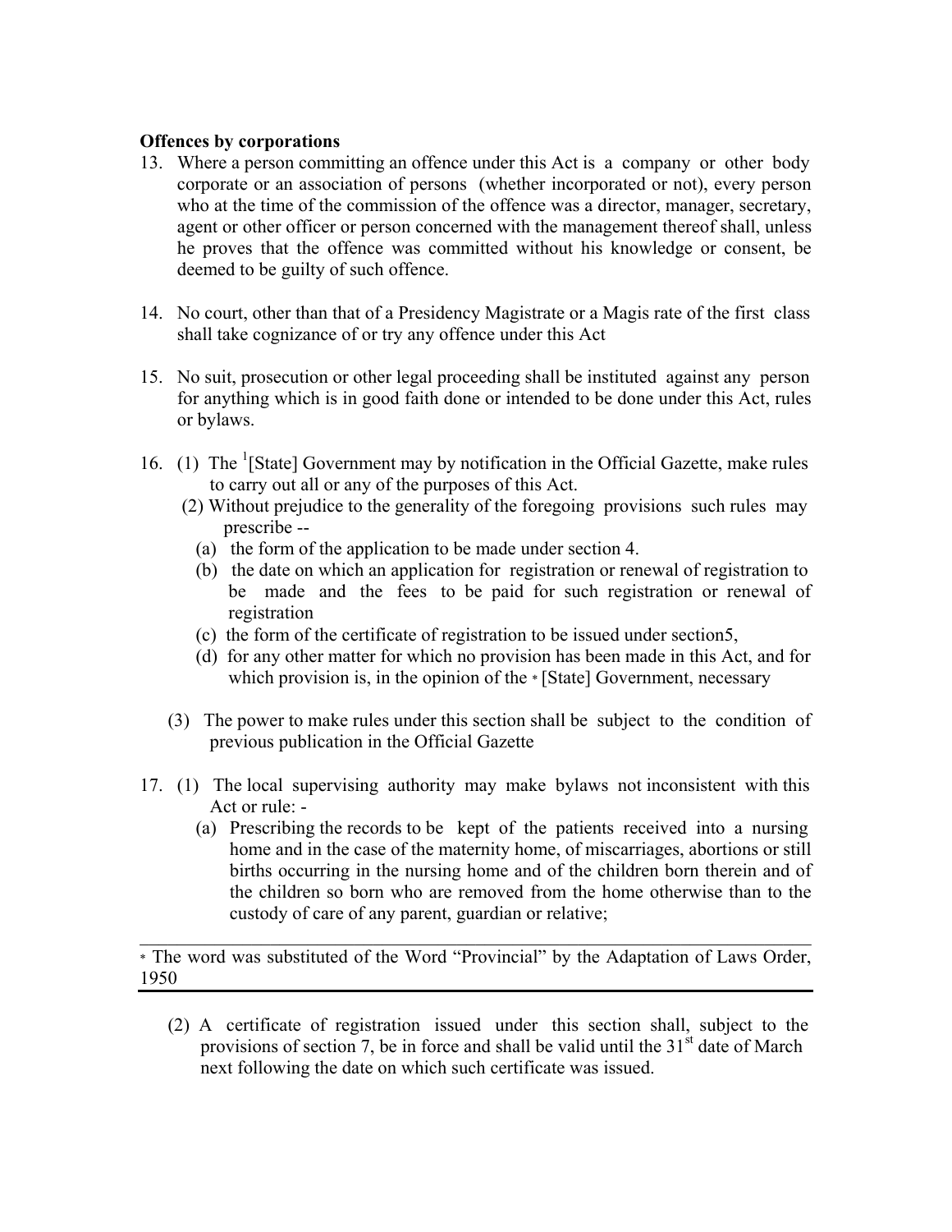**Offences by corporations**

13. Where a person committing an offence under this Act is a company or other body corporate or an association of persons (whether incorporated or not), every person who at the time of the commission of the offence was a director, manager, secretary, agent or other officer or person concerned with the management thereof shall, unless he proves that the offence was committed without his knowledge or consent, be deemed to be guilty of such offence.

14. No court, other than that of a Presidency Magistrate or a Magis rate of the first class shall take cognizance of or try any offence under this Act

15. No suit, prosecution or other legal proceeding shall be instituted against any person for anything which is in good faith done or intended to be done under this Act, rules or bylaws.

16. (1) The [1][State] Government may by notification in the Official Gazette, make rules to carry out all or any of the purposes of this Act.

    (2) Without prejudice to the generality of the foregoing provisions such rules may prescribe --

    (a) the form of the application to be made under section 4.

    (b) the date on which an application for registration or renewal of registration to be made and the fees to be paid for such registration or renewal of registration

    (c) the form of the certificate of registration to be issued under section5,

    (d) for any other matter for which no provision has been made in this Act, and for which provision is, in the opinion of the * [State] Government, necessary

    (3) The power to make rules under this section shall be subject to the condition of previous publication in the Official Gazette

17. (1) The local supervising authority may make bylaws not inconsistent with this Act or rule: -

    (a) Prescribing the records to be kept of the patients received into a nursing home and in the case of the maternity home, of miscarriages, abortions or still births occurring in the nursing home and of the children born therein and of the children so born who are removed from the home otherwise than to the custody of care of any parent, guardian or relative;

---

* The word was substituted of the Word "Provincial" by the Adaptation of Laws Order, 1950

---

(2) A certificate of registration issued under this section shall, subject to the provisions of section 7, be in force and shall be valid until the 31st date of March next following the date on which such certificate was issued.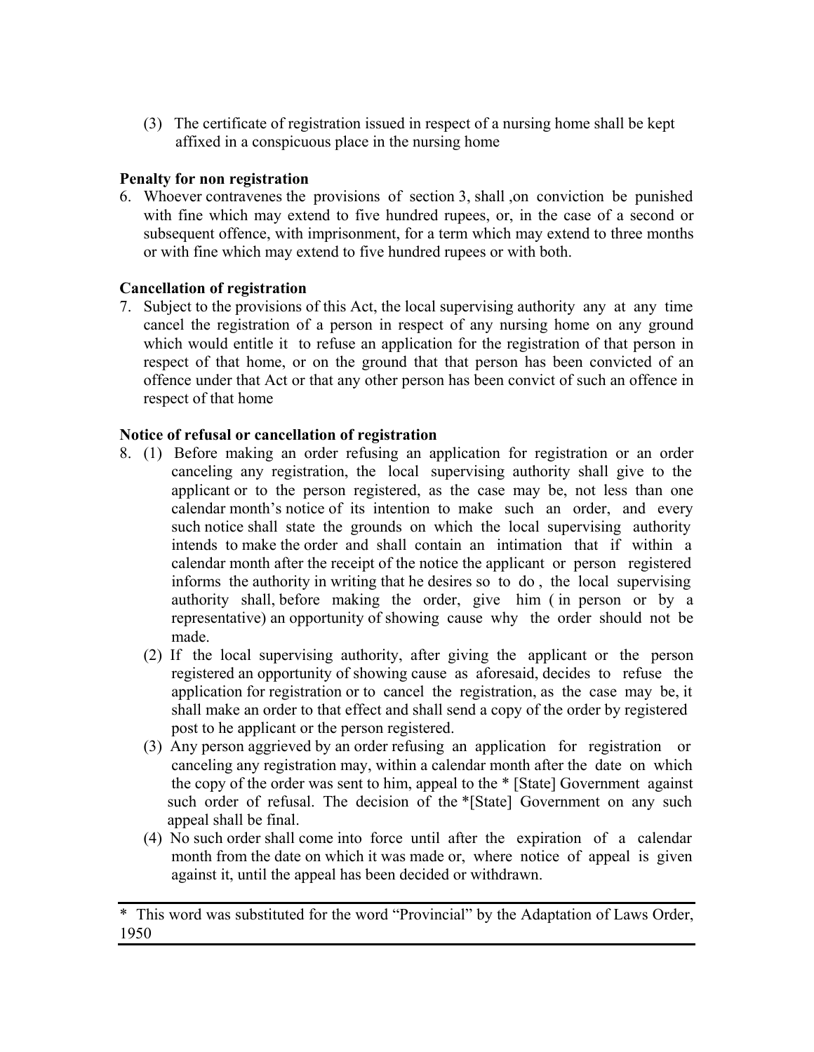(3) The certificate of registration issued in respect of a nursing home shall be kept affixed in a conspicuous place in the nursing home

**Penalty for non registration**

6. Whoever contravenes the provisions of section 3, shall ,on conviction be punished with fine which may extend to five hundred rupees, or, in the case of a second or subsequent offence, with imprisonment, for a term which may extend to three months or with fine which may extend to five hundred rupees or with both.

**Cancellation of registration**

7. Subject to the provisions of this Act, the local supervising authority any at any time cancel the registration of a person in respect of any nursing home on any ground which would entitle it to refuse an application for the registration of that person in respect of that home, or on the ground that that person has been convicted of an offence under that Act or that any other person has been convict of such an offence in respect of that home

**Notice of refusal or cancellation of registration**

8. (1) Before making an order refusing an application for registration or an order canceling any registration, the local supervising authority shall give to the applicant or to the person registered, as the case may be, not less than one calendar month's notice of its intention to make such an order, and every such notice shall state the grounds on which the local supervising authority intends to make the order and shall contain an intimation that if within a calendar month after the receipt of the notice the applicant or person registered informs the authority in writing that he desires so to do , the local supervising authority shall, before making the order, give him ( in person or by a representative) an opportunity of showing cause why the order should not be made.

   (2) If the local supervising authority, after giving the applicant or the person registered an opportunity of showing cause as aforesaid, decides to refuse the application for registration or to cancel the registration, as the case may be, it shall make an order to that effect and shall send a copy of the order by registered post to he applicant or the person registered.

   (3) Any person aggrieved by an order refusing an application for registration or canceling any registration may, within a calendar month after the date on which the copy of the order was sent to him, appeal to the * [State] Government against such order of refusal. The decision of the *[State] Government on any such appeal shall be final.

   (4) No such order shall come into force until after the expiration of a calendar month from the date on which it was made or, where notice of appeal is given against it, until the appeal has been decided or withdrawn.

---

* This word was substituted for the word "Provincial" by the Adaptation of Laws Order, 1950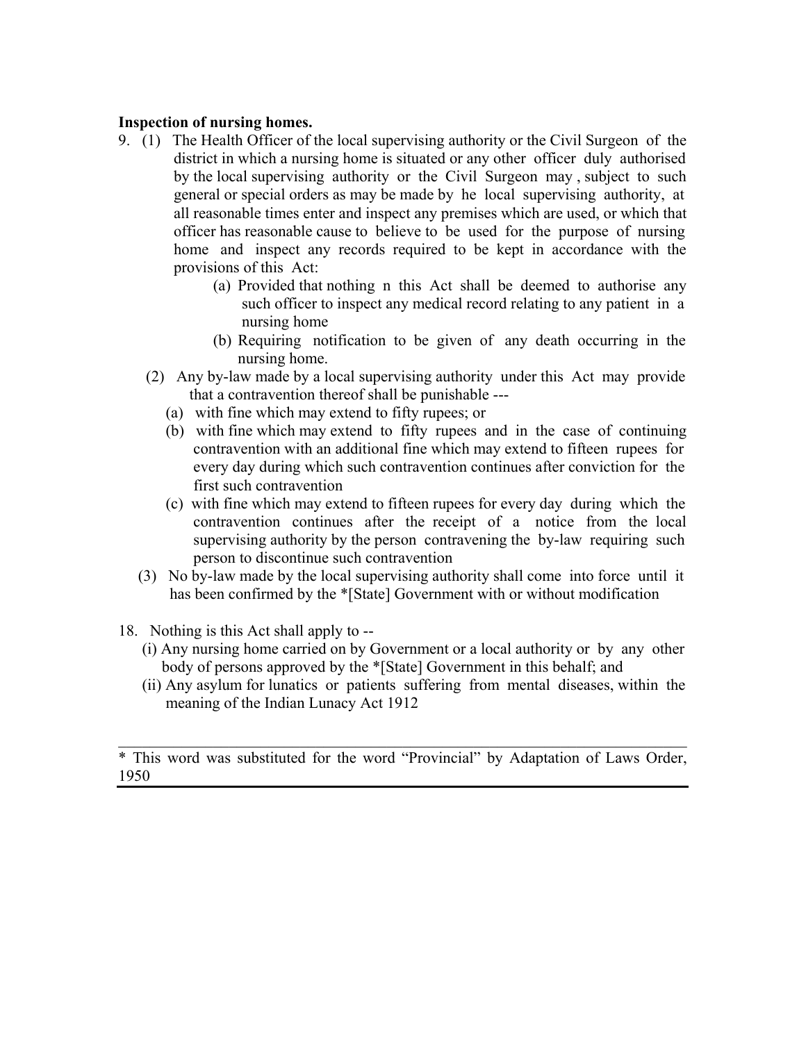**Inspection of nursing homes.**

9. (1) The Health Officer of the local supervising authority or the Civil Surgeon of the district in which a nursing home is situated or any other officer duly authorised by the local supervising authority or the Civil Surgeon may , subject to such general or special orders as may be made by he local supervising authority, at all reasonable times enter and inspect any premises which are used, or which that officer has reasonable cause to believe to be used for the purpose of nursing home and inspect any records required to be kept in accordance with the provisions of this Act:

   (a) Provided that nothing n this Act shall be deemed to authorise any such officer to inspect any medical record relating to any patient in a nursing home

   (b) Requiring notification to be given of any death occurring in the nursing home.

   (2) Any by-law made by a local supervising authority under this Act may provide that a contravention thereof shall be punishable ---

   (a) with fine which may extend to fifty rupees; or

   (b) with fine which may extend to fifty rupees and in the case of continuing contravention with an additional fine which may extend to fifteen rupees for every day during which such contravention continues after conviction for the first such contravention

   (c) with fine which may extend to fifteen rupees for every day during which the contravention continues after the receipt of a notice from the local supervising authority by the person contravening the by-law requiring such person to discontinue such contravention

   (3) No by-law made by the local supervising authority shall come into force until it has been confirmed by the *[State] Government with or without modification

18. Nothing is this Act shall apply to --

   (i) Any nursing home carried on by Government or a local authority or by any other body of persons approved by the *[State] Government in this behalf; and

   (ii) Any asylum for lunatics or patients suffering from mental diseases, within the meaning of the Indian Lunacy Act 1912

---

* This word was substituted for the word "Provincial" by Adaptation of Laws Order, 1950